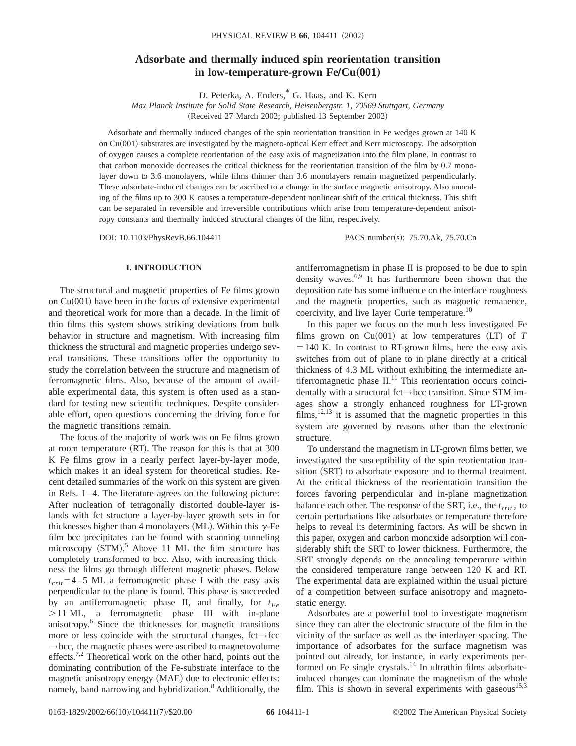# Adsorbate and thermally induced spin reorientation transition in low-temperature-grown Fe/Cu(001)

D. Peterka, A. Enders,[*] G. Haas, and K. Kern

*Max Planck Institute for Solid State Research, Heisenbergstr. 1, 70569 Stuttgart, Germany*

(Received 27 March 2002; published 13 September 2002)

Adsorbate and thermally induced changes of the spin reorientation transition in Fe wedges grown at 140 K on Cu(001) substrates are investigated by the magneto-optical Kerr effect and Kerr microscopy. The adsorption of oxygen causes a complete reorientation of the easy axis of magnetization into the film plane. In contrast to that carbon monoxide decreases the critical thickness for the reorientation transition of the film by 0.7 monolayer down to 3.6 monolayers, while films thinner than 3.6 monolayers remain magnetized perpendicularly. These adsorbate-induced changes can be ascribed to a change in the surface magnetic anisotropy. Also annealing of the films up to 300 K causes a temperature-dependent nonlinear shift of the critical thickness. This shift can be separated in reversible and irreversible contributions which arise from temperature-dependent anisotropy constants and thermally induced structural changes of the film, respectively.

DOI: 10.1103/PhysRevB.66.104411 PACS number(s): 75.70.Ak, 75.70.Cn

## I. INTRODUCTION

The structural and magnetic properties of Fe films grown on Cu(001) have been in the focus of extensive experimental and theoretical work for more than a decade. In the limit of thin films this system shows striking deviations from bulk behavior in structure and magnetism. With increasing film thickness the structural and magnetic properties undergo several transitions. These transitions offer the opportunity to study the correlation between the structure and magnetism of ferromagnetic films. Also, because of the amount of available experimental data, this system is often used as a standard for testing new scientific techniques. Despite considerable effort, open questions concerning the driving force for the magnetic transitions remain.

The focus of the majority of work was on Fe films grown at room temperature (RT). The reason for this is that at 300 K Fe films grow in a nearly perfect layer-by-layer mode, which makes it an ideal system for theoretical studies. Recent detailed summaries of the work on this system are given in Refs. 1–4. The literature agrees on the following picture: After nucleation of tetragonally distorted double-layer islands with fct structure a layer-by-layer growth sets in for thicknesses higher than 4 monolayers (ML). Within this $\gamma$-Fe film bcc precipitates can be found with scanning tunneling microscopy (STM).[5] Above 11 ML the film structure has completely transformed to bcc. Also, with increasing thickness the films go through different magnetic phases. Below $t_{crit}=4-5$ ML a ferromagnetic phase I with the easy axis perpendicular to the plane is found. This phase is succeeded by an antiferromagnetic phase II, and finally, for $t_{Fe}>11$ ML, a ferromagnetic phase III with in-plane anisotropy.[6] Since the thicknesses for magnetic transitions more or less coincide with the structural changes, fct→fcc→bcc, the magnetic phases were ascribed to magnetovolume effects.[7,2] Theoretical work on the other hand, points out the dominating contribution of the Fe-substrate interface to the magnetic anisotropy energy (MAE) due to electronic effects: namely, band narrowing and hybridization.[8] Additionally, the antiferromagnetism in phase II is proposed to be due to spin density waves.[6,9] It has furthermore been shown that the deposition rate has some influence on the interface roughness and the magnetic properties, such as magnetic remanence, coercivity, and live layer Curie temperature.[10]

In this paper we focus on the much less investigated Fe films grown on Cu(001) at low temperatures (LT) of $T=140$ K. In contrast to RT-grown films, here the easy axis switches from out of plane to in plane directly at a critical thickness of 4.3 ML without exhibiting the intermediate antiferromagnetic phase II.[11] This reorientation occurs coincidentally with a structural fct→bcc transition. Since STM images show a strongly enhanced roughness for LT-grown films,[12,13] it is assumed that the magnetic properties in this system are governed by reasons other than the electronic structure.

To understand the magnetism in LT-grown films better, we investigated the susceptibility of the spin reorientation transition (SRT) to adsorbate exposure and to thermal treatment. At the critical thickness of the reorientatioin transition the forces favoring perpendicular and in-plane magnetization balance each other. The response of the SRT, i.e., the $t_{crit}$, to certain perturbations like adsorbates or temperature therefore helps to reveal its determining factors. As will be shown in this paper, oxygen and carbon monoxide adsorption will considerably shift the SRT to lower thickness. Furthermore, the SRT strongly depends on the annealing temperature within the considered temperature range between 120 K and RT. The experimental data are explained within the usual picture of a competition between surface anisotropy and magnetostatic energy.

Adsorbates are a powerful tool to investigate magnetism since they can alter the electronic structure of the film in the vicinity of the surface as well as the interlayer spacing. The importance of adsorbates for the surface magnetism was pointed out already, for instance, in early experiments performed on Fe single crystals.[14] In ultrathin films adsorbate-induced changes can dominate the magnetism of the whole film. This is shown in several experiments with gaseous[15,3]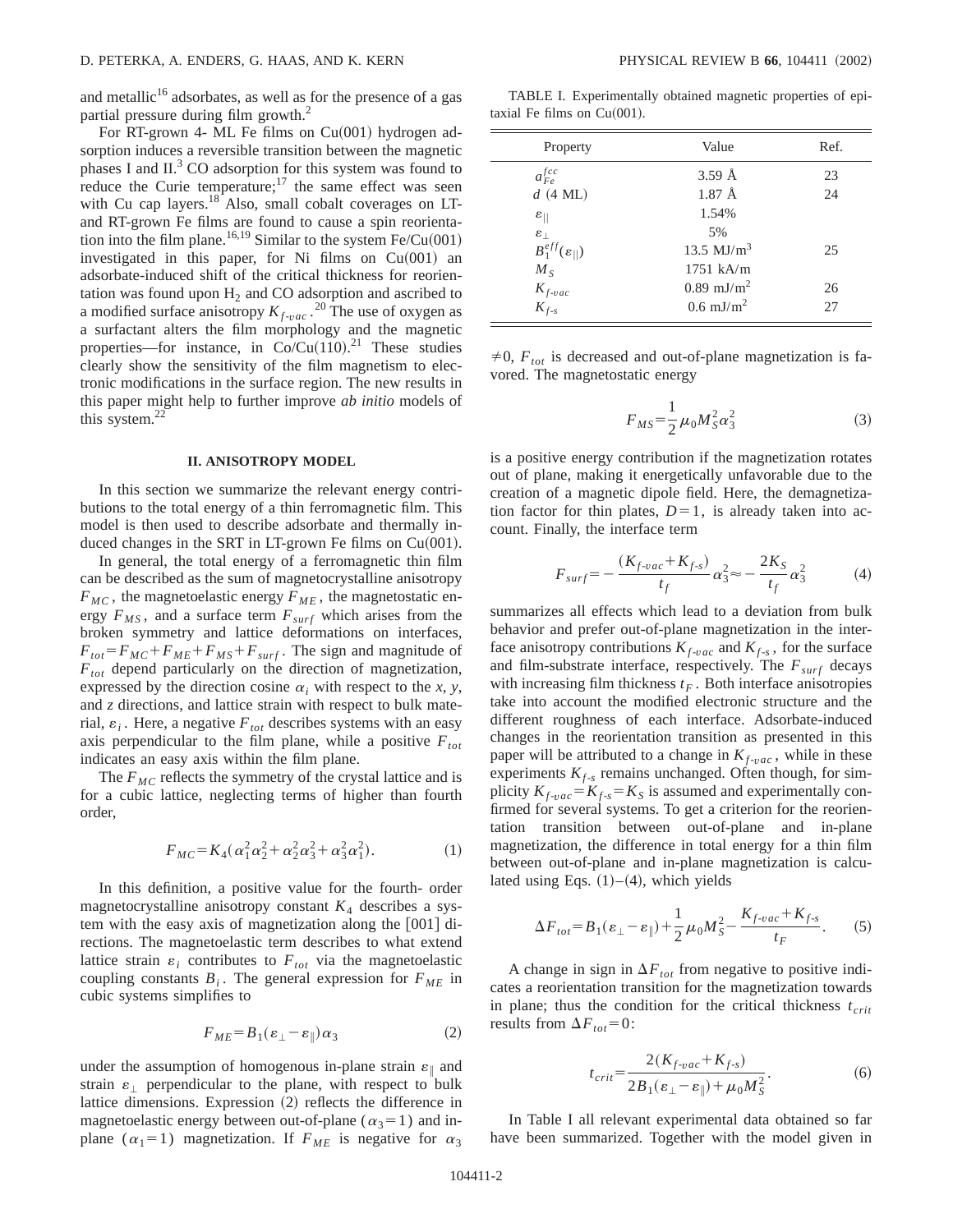and metallic[16] adsorbates, as well as for the presence of a gas partial pressure during film growth.[2]

For RT-grown 4- ML Fe films on Cu(001) hydrogen adsorption induces a reversible transition between the magnetic phases I and II.[3] CO adsorption for this system was found to reduce the Curie temperature;[17] the same effect was seen with Cu cap layers.[18] Also, small cobalt coverages on LT- and RT-grown Fe films are found to cause a spin reorientation into the film plane.[16,19] Similar to the system Fe/Cu(001) investigated in this paper, for Ni films on Cu(001) an adsorbate-induced shift of the critical thickness for reorientation was found upon $H_2$ and CO adsorption and ascribed to a modified surface anisotropy $K_{f\text{-}vac}$.[20] The use of oxygen as a surfactant alters the film morphology and the magnetic properties—for instance, in Co/Cu(110).[21] These studies clearly show the sensitivity of the film magnetism to electronic modifications in the surface region. The new results in this paper might help to further improve *ab initio* models of this system.[22]

## II. ANISOTROPY MODEL

In this section we summarize the relevant energy contributions to the total energy of a thin ferromagnetic film. This model is then used to describe adsorbate and thermally induced changes in the SRT in LT-grown Fe films on Cu(001).

In general, the total energy of a ferromagnetic thin film can be described as the sum of magnetocrystalline anisotropy $F_{MC}$, the magnetoelastic energy $F_{ME}$, the magnetostatic energy $F_{MS}$, and a surface term $F_{surf}$ which arises from the broken symmetry and lattice deformations on interfaces, $F_{tot}=F_{MC}+F_{ME}+F_{MS}+F_{surf}$. The sign and magnitude of $F_{tot}$ depend particularly on the direction of magnetization, expressed by the direction cosine $\alpha_i$ with respect to the *x*, *y*, and *z* directions, and lattice strain with respect to bulk material, $\varepsilon_i$. Here, a negative $F_{tot}$ describes systems with an easy axis perpendicular to the film plane, while a positive $F_{tot}$ indicates an easy axis within the film plane.

The $F_{MC}$ reflects the symmetry of the crystal lattice and is for a cubic lattice, neglecting terms of higher than fourth order,

$$F_{MC}=K_4(\alpha_1^2\alpha_2^2+\alpha_2^2\alpha_3^2+\alpha_3^2\alpha_1^2). \tag{1}$$

In this definition, a positive value for the fourth- order magnetocrystalline anisotropy constant $K_4$ describes a system with the easy axis of magnetization along the [001] directions. The magnetoelastic term describes to what extend lattice strain $\varepsilon_i$ contributes to $F_{tot}$ via the magnetoelastic coupling constants $B_i$. The general expression for $F_{ME}$ in cubic systems simplifies to

$$F_{ME}=B_1(\varepsilon_\perp-\varepsilon_\|)\alpha_3 \tag{2}$$

under the assumption of homogenous in-plane strain $\varepsilon_\|$ and strain $\varepsilon_\perp$ perpendicular to the plane, with respect to bulk lattice dimensions. Expression (2) reflects the difference in magnetoelastic energy between out-of-plane ($\alpha_3=1$) and in-plane ($\alpha_1=1$) magnetization. If $F_{ME}$ is negative for $\alpha_3 \neq 0$, $F_{tot}$ is decreased and out-of-plane magnetization is favored. The magnetostatic energy

$$F_{MS}=\frac{1}{2}\mu_0 M_S^2\alpha_3^2 \tag{3}$$

is a positive energy contribution if the magnetization rotates out of plane, making it energetically unfavorable due to the creation of a magnetic dipole field. Here, the demagnetization factor for thin plates, $D=1$, is already taken into account. Finally, the interface term

$$F_{surf}=-\frac{(K_{f\text{-}vac}+K_{f\text{-}s})}{t_f}\alpha_3^2\approx-\frac{2K_S}{t_f}\alpha_3^2 \tag{4}$$

summarizes all effects which lead to a deviation from bulk behavior and prefer out-of-plane magnetization in the interface anisotropy contributions $K_{f\text{-}vac}$ and $K_{f\text{-}s}$, for the surface and film-substrate interface, respectively. The $F_{surf}$ decays with increasing film thickness $t_F$. Both interface anisotropies take into account the modified electronic structure and the different roughness of each interface. Adsorbate-induced changes in the reorientation transition as presented in this paper will be attributed to a change in $K_{f\text{-}vac}$, while in these experiments $K_{f\text{-}s}$ remains unchanged. Often though, for simplicity $K_{f\text{-}vac}=K_{f\text{-}s}=K_S$ is assumed and experimentally confirmed for several systems. To get a criterion for the reorientation transition between out-of-plane and in-plane magnetization, the difference in total energy for a thin film between out-of-plane and in-plane magnetization is calculated using Eqs. (1)–(4), which yields

$$\Delta F_{tot}=B_1(\varepsilon_\perp-\varepsilon_\|)+\frac{1}{2}\mu_0 M_S^2-\frac{K_{f\text{-}vac}+K_{f\text{-}s}}{t_F}. \tag{5}$$

A change in sign in $\Delta F_{tot}$ from negative to positive indicates a reorientation transition for the magnetization towards in plane; thus the condition for the critical thickness $t_{crit}$ results from $\Delta F_{tot}=0$:

$$t_{crit}=\frac{2(K_{f\text{-}vac}+K_{f\text{-}s})}{2B_1(\varepsilon_\perp-\varepsilon_\|)+\mu_0 M_S^2}. \tag{6}$$

In Table I all relevant experimental data obtained so far have been summarized. Together with the model given in

TABLE I. Experimentally obtained magnetic properties of epitaxial Fe films on Cu(001).

| Property | Value | Ref. |
|---|---|---|
| $a_{Fe}^{fcc}$ | 3.59 Å | 23 |
| $d$ (4 ML) | 1.87 Å | 24 |
| $\varepsilon_\|$ | 1.54% | |
| $\varepsilon_\perp$ | 5% | |
| $B_1^{eff}(\varepsilon_\|)$ | 13.5 $MJ/m^3$ | 25 |
| $M_S$ | 1751 kA/m | |
| $K_{f\text{-}vac}$ | 0.89 $mJ/m^2$ | 26 |
| $K_{f\text{-}s}$ | 0.6 $mJ/m^2$ | 27 |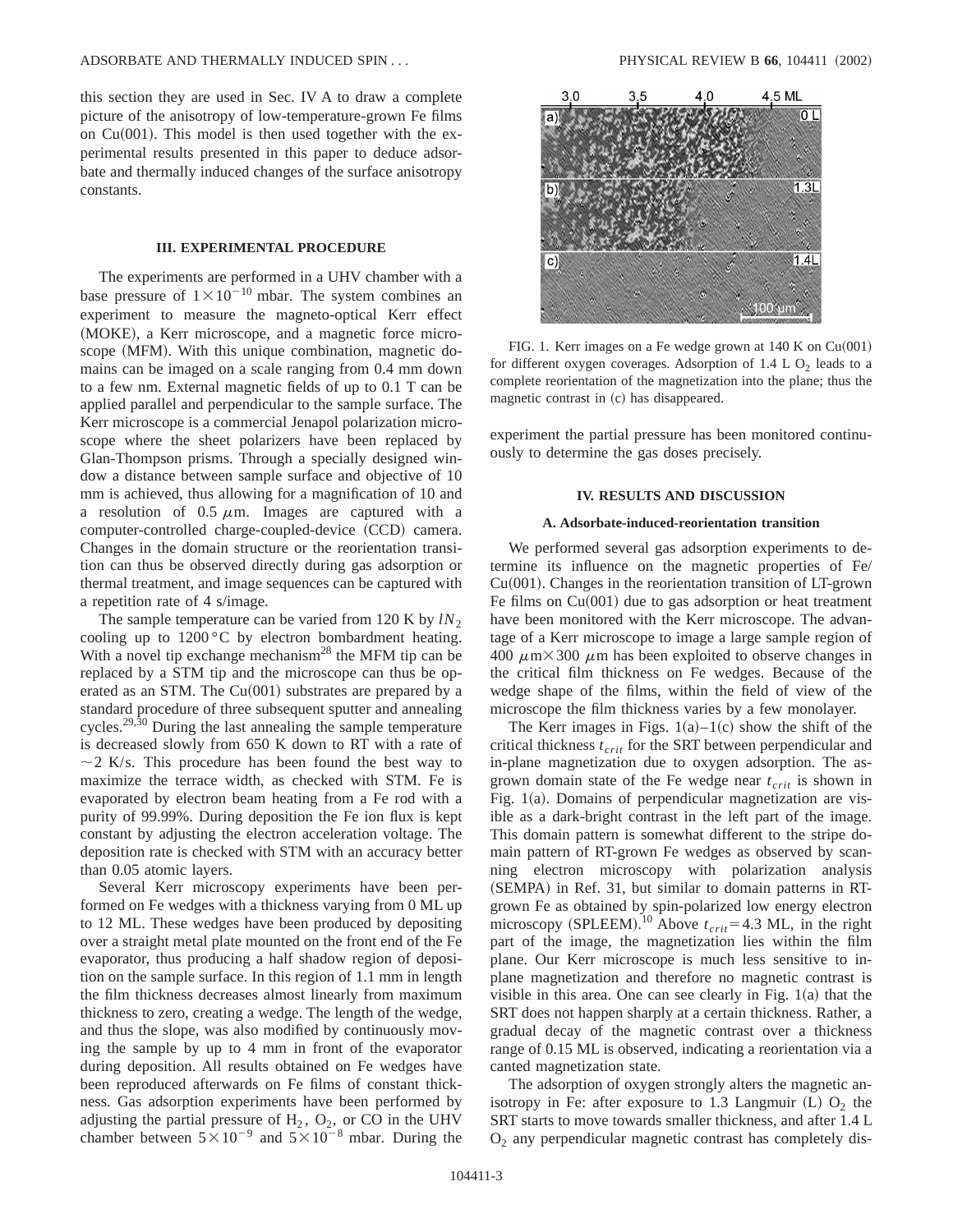this section they are used in Sec. IV A to draw a complete picture of the anisotropy of low-temperature-grown Fe films on Cu(001). This model is then used together with the experimental results presented in this paper to deduce adsorbate and thermally induced changes of the surface anisotropy constants.

## III. EXPERIMENTAL PROCEDURE

The experiments are performed in a UHV chamber with a base pressure of $1\times10^{-10}$ mbar. The system combines an experiment to measure the magneto-optical Kerr effect (MOKE), a Kerr microscope, and a magnetic force microscope (MFM). With this unique combination, magnetic domains can be imaged on a scale ranging from 0.4 mm down to a few nm. External magnetic fields of up to 0.1 T can be applied parallel and perpendicular to the sample surface. The Kerr microscope is a commercial Jenapol polarization microscope where the sheet polarizers have been replaced by Glan-Thompson prisms. Through a specially designed window a distance between sample surface and objective of 10 mm is achieved, thus allowing for a magnification of 10 and a resolution of 0.5 $\mu$m. Images are captured with a computer-controlled charge-coupled-device (CCD) camera. Changes in the domain structure or the reorientation transition can thus be observed directly during gas adsorption or thermal treatment, and image sequences can be captured with a repetition rate of 4 s/image.

The sample temperature can be varied from 120 K by $lN_2$ cooling up to 1200 °C by electron bombardment heating. With a novel tip exchange mechanism[28] the MFM tip can be replaced by a STM tip and the microscope can thus be operated as an STM. The Cu(001) substrates are prepared by a standard procedure of three subsequent sputter and annealing cycles.[29,30] During the last annealing the sample temperature is decreased slowly from 650 K down to RT with a rate of $\sim$2 K/s. This procedure has been found the best way to maximize the terrace width, as checked with STM. Fe is evaporated by electron beam heating from a Fe rod with a purity of 99.99%. During deposition the Fe ion flux is kept constant by adjusting the electron acceleration voltage. The deposition rate is checked with STM with an accuracy better than 0.05 atomic layers.

Several Kerr microscopy experiments have been performed on Fe wedges with a thickness varying from 0 ML up to 12 ML. These wedges have been produced by depositing over a straight metal plate mounted on the front end of the Fe evaporator, thus producing a half shadow region of deposition on the sample surface. In this region of 1.1 mm in length the film thickness decreases almost linearly from maximum thickness to zero, creating a wedge. The length of the wedge, and thus the slope, was also modified by continuously moving the sample by up to 4 mm in front of the evaporator during deposition. All results obtained on Fe wedges have been reproduced afterwards on Fe films of constant thickness. Gas adsorption experiments have been performed by adjusting the partial pressure of $H_2$, $O_2$, or CO in the UHV chamber between $5\times10^{-9}$ and $5\times10^{-8}$ mbar. During the experiment the partial pressure has been monitored continuously to determine the gas doses precisely.

FIG. 1. Kerr images on a Fe wedge grown at 140 K on Cu(001) for different oxygen coverages. Adsorption of 1.4 L $O_2$ leads to a complete reorientation of the magnetization into the plane; thus the magnetic contrast in (c) has disappeared.

## IV. RESULTS AND DISCUSSION

### A. Adsorbate-induced-reorientation transition

We performed several gas adsorption experiments to determine its influence on the magnetic properties of Fe/Cu(001). Changes in the reorientation transition of LT-grown Fe films on Cu(001) due to gas adsorption or heat treatment have been monitored with the Kerr microscope. The advantage of a Kerr microscope to image a large sample region of 400 $\mu$m$\times$300 $\mu$m has been exploited to observe changes in the critical film thickness on Fe wedges. Because of the wedge shape of the films, within the field of view of the microscope the film thickness varies by a few monolayer.

The Kerr images in Figs. 1(a)–1(c) show the shift of the critical thickness $t_{crit}$ for the SRT between perpendicular and in-plane magnetization due to oxygen adsorption. The as-grown domain state of the Fe wedge near $t_{crit}$ is shown in Fig. 1(a). Domains of perpendicular magnetization are visible as a dark-bright contrast in the left part of the image. This domain pattern is somewhat different to the stripe domain pattern of RT-grown Fe wedges as observed by scanning electron microscopy with polarization analysis (SEMPA) in Ref. 31, but similar to domain patterns in RT-grown Fe as obtained by spin-polarized low energy electron microscopy (SPLEEM).[10] Above $t_{crit}$=4.3 ML, in the right part of the image, the magnetization lies within the film plane. Our Kerr microscope is much less sensitive to in-plane magnetization and therefore no magnetic contrast is visible in this area. One can see clearly in Fig. 1(a) that the SRT does not happen sharply at a certain thickness. Rather, a gradual decay of the magnetic contrast over a thickness range of 0.15 ML is observed, indicating a reorientation via a canted magnetization state.

The adsorption of oxygen strongly alters the magnetic anisotropy in Fe: after exposure to 1.3 Langmuir (L) $O_2$ the SRT starts to move towards smaller thickness, and after 1.4 L $O_2$ any perpendicular magnetic contrast has completely dis-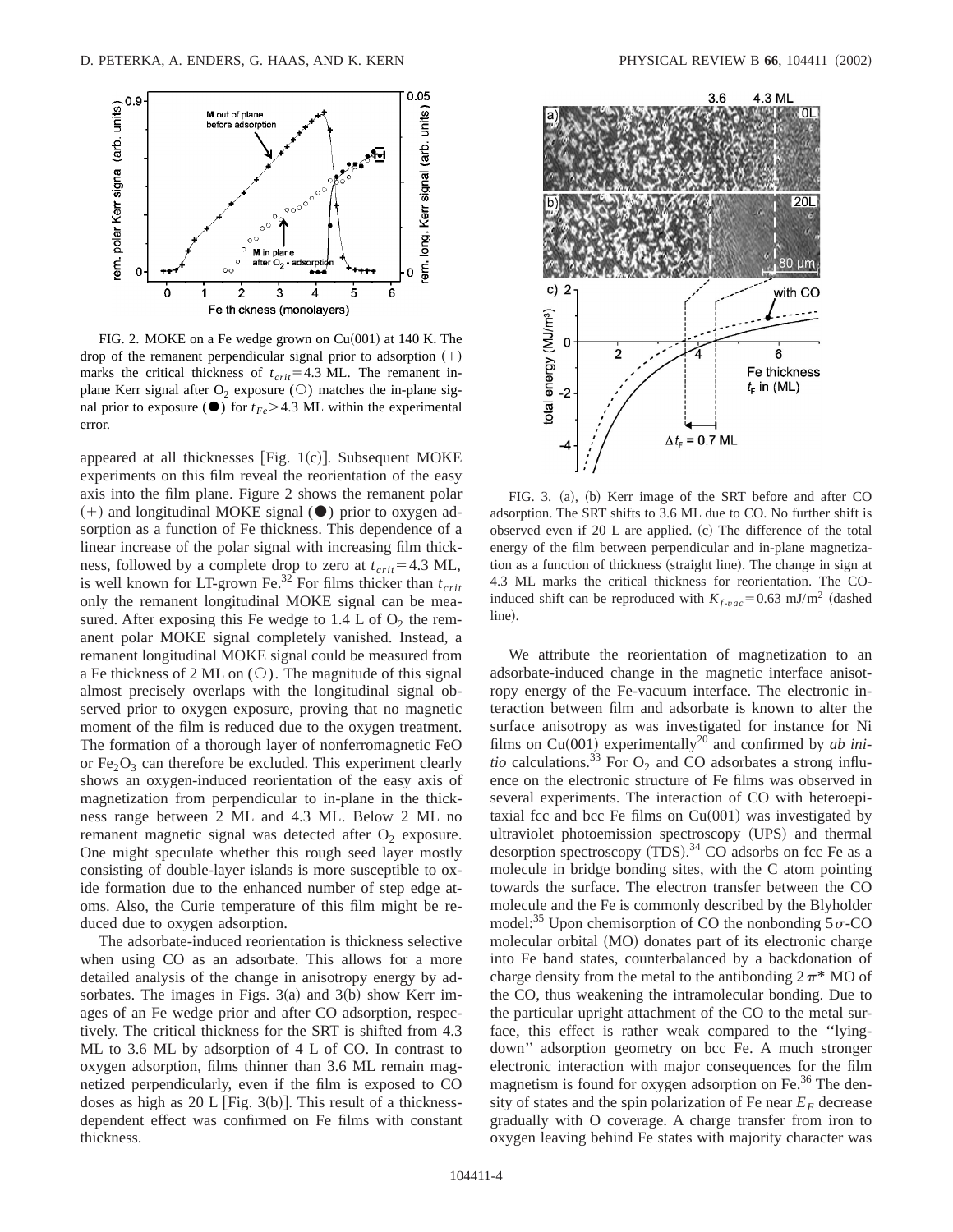FIG. 2. MOKE on a Fe wedge grown on Cu(001) at 140 K. The drop of the remanent perpendicular signal prior to adsorption (+) marks the critical thickness of $t_{crit}=4.3$ ML. The remanent in-plane Kerr signal after $O_2$ exposure (○) matches the in-plane signal prior to exposure (●) for $t_{Fe}>4.3$ ML within the experimental error.

appeared at all thicknesses [Fig. 1(c)]. Subsequent MOKE experiments on this film reveal the reorientation of the easy axis into the film plane. Figure 2 shows the remanent polar (+) and longitudinal MOKE signal (●) prior to oxygen adsorption as a function of Fe thickness. This dependence of a linear increase of the polar signal with increasing film thickness, followed by a complete drop to zero at $t_{crit}=4.3$ ML, is well known for LT-grown Fe.[32] For films thicker than $t_{crit}$ only the remanent longitudinal MOKE signal can be measured. After exposing this Fe wedge to 1.4 L of $O_2$ the remanent polar MOKE signal completely vanished. Instead, a remanent longitudinal MOKE signal could be measured from a Fe thickness of 2 ML on (○). The magnitude of this signal almost precisely overlaps with the longitudinal signal observed prior to oxygen exposure, proving that no magnetic moment of the film is reduced due to the oxygen treatment. The formation of a thorough layer of nonferromagnetic FeO or $Fe_2O_3$ can therefore be excluded. This experiment clearly shows an oxygen-induced reorientation of the easy axis of magnetization from perpendicular to in-plane in the thickness range between 2 ML and 4.3 ML. Below 2 ML no remanent magnetic signal was detected after $O_2$ exposure. One might speculate whether this rough seed layer mostly consisting of double-layer islands is more susceptible to oxide formation due to the enhanced number of step edge atoms. Also, the Curie temperature of this film might be reduced due to oxygen adsorption.

The adsorbate-induced reorientation is thickness selective when using CO as an adsorbate. This allows for a more detailed analysis of the change in anisotropy energy by adsorbates. The images in Figs. 3(a) and 3(b) show Kerr images of an Fe wedge prior and after CO adsorption, respectively. The critical thickness for the SRT is shifted from 4.3 ML to 3.6 ML by adsorption of 4 L of CO. In contrast to oxygen adsorption, films thinner than 3.6 ML remain magnetized perpendicularly, even if the film is exposed to CO doses as high as 20 L [Fig. 3(b)]. This result of a thickness-dependent effect was confirmed on Fe films with constant thickness.

FIG. 3. (a), (b) Kerr image of the SRT before and after CO adsorption. The SRT shifts to 3.6 ML due to CO. No further shift is observed even if 20 L are applied. (c) The difference of the total energy of the film between perpendicular and in-plane magnetization as a function of thickness (straight line). The change in sign at 4.3 ML marks the critical thickness for reorientation. The CO-induced shift can be reproduced with $K_{f\text{-}vac}=0.63$ mJ/m$^2$ (dashed line).

We attribute the reorientation of magnetization to an adsorbate-induced change in the magnetic interface anisotropy energy of the Fe-vacuum interface. The electronic interaction between film and adsorbate is known to alter the surface anisotropy as was investigated for instance for Ni films on Cu(001) experimentally[20] and confirmed by *ab initio* calculations.[33] For $O_2$ and CO adsorbates a strong influence on the electronic structure of Fe films was observed in several experiments. The interaction of CO with heteroepitaxial fcc and bcc Fe films on Cu(001) was investigated by ultraviolet photoemission spectroscopy (UPS) and thermal desorption spectroscopy (TDS).[34] CO adsorbs on fcc Fe as a molecule in bridge bonding sites, with the C atom pointing towards the surface. The electron transfer between the CO molecule and the Fe is commonly described by the Blyholder model:[35] Upon chemisorption of CO the nonbonding $5\sigma$-CO molecular orbital (MO) donates part of its electronic charge into Fe band states, counterbalanced by a backdonation of charge density from the metal to the antibonding $2\pi^*$ MO of the CO, thus weakening the intramolecular bonding. Due to the particular upright attachment of the CO to the metal surface, this effect is rather weak compared to the "lying-down" adsorption geometry on bcc Fe. A much stronger electronic interaction with major consequences for the film magnetism is found for oxygen adsorption on Fe.[36] The density of states and the spin polarization of Fe near $E_F$ decrease gradually with O coverage. A charge transfer from iron to oxygen leaving behind Fe states with majority character was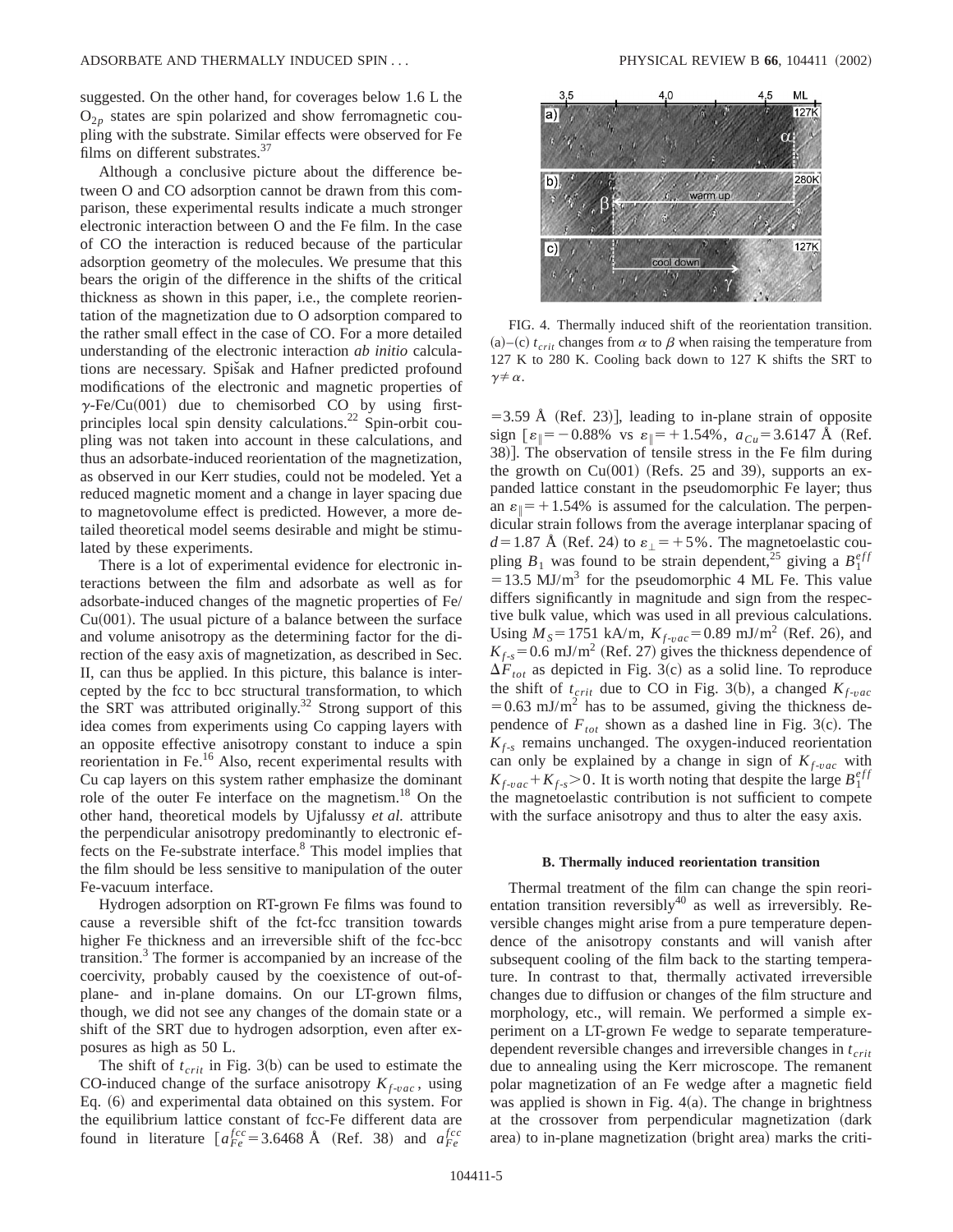suggested. On the other hand, for coverages below 1.6 L the $O_{2p}$ states are spin polarized and show ferromagnetic coupling with the substrate. Similar effects were observed for Fe films on different substrates.[37]

Although a conclusive picture about the difference between O and CO adsorption cannot be drawn from this comparison, these experimental results indicate a much stronger electronic interaction between O and the Fe film. In the case of CO the interaction is reduced because of the particular adsorption geometry of the molecules. We presume that this bears the origin of the difference in the shifts of the critical thickness as shown in this paper, i.e., the complete reorientation of the magnetization due to O adsorption compared to the rather small effect in the case of CO. For a more detailed understanding of the electronic interaction *ab initio* calculations are necessary. Spišak and Hafner predicted profound modifications of the electronic and magnetic properties of $\gamma$-Fe/Cu(001) due to chemisorbed CO by using first-principles local spin density calculations.[22] Spin-orbit coupling was not taken into account in these calculations, and thus an adsorbate-induced reorientation of the magnetization, as observed in our Kerr studies, could not be modeled. Yet a reduced magnetic moment and a change in layer spacing due to magnetovolume effect is predicted. However, a more detailed theoretical model seems desirable and might be stimulated by these experiments.

There is a lot of experimental evidence for electronic interactions between the film and adsorbate as well as for adsorbate-induced changes of the magnetic properties of Fe/Cu(001). The usual picture of a balance between the surface and volume anisotropy as the determining factor for the direction of the easy axis of magnetization, as described in Sec. II, can thus be applied. In this picture, this balance is intercepted by the fcc to bcc structural transformation, to which the SRT was attributed originally.[32] Strong support of this idea comes from experiments using Co capping layers with an opposite effective anisotropy constant to induce a spin reorientation in Fe.[16] Also, recent experimental results with Cu cap layers on this system rather emphasize the dominant role of the outer Fe interface on the magnetism.[18] On the other hand, theoretical models by Ujfalussy *et al.* attribute the perpendicular anisotropy predominantly to electronic effects on the Fe-substrate interface.[8] This model implies that the film should be less sensitive to manipulation of the outer Fe-vacuum interface.

Hydrogen adsorption on RT-grown Fe films was found to cause a reversible shift of the fct-fcc transition towards higher Fe thickness and an irreversible shift of the fcc-bcc transition.[3] The former is accompanied by an increase of the coercivity, probably caused by the coexistence of out-of-plane- and in-plane domains. On our LT-grown films, though, we did not see any changes of the domain state or a shift of the SRT due to hydrogen adsorption, even after exposures as high as 50 L.

The shift of $t_{crit}$ in Fig. 3(b) can be used to estimate the CO-induced change of the surface anisotropy $K_{f\text{-}vac}$, using Eq. (6) and experimental data obtained on this system. For the equilibrium lattice constant of fcc-Fe different data are found in literature [$a_{Fe}^{fcc}=3.6468$ Å (Ref. 38) and $a_{Fe}^{fcc}=3.59$ Å (Ref. 23)], leading to in-plane strain of opposite sign [$\varepsilon_{\parallel}=-0.88\%$ vs $\varepsilon_{\parallel}=+1.54\%$, $a_{Cu}=3.6147$ Å (Ref. 38)]. The observation of tensile stress in the Fe film during the growth on Cu(001) (Refs. 25 and 39), supports an expanded lattice constant in the pseudomorphic Fe layer; thus an $\varepsilon_{\parallel}=+1.54\%$ is assumed for the calculation. The perpendicular strain follows from the average interplanar spacing of $d=1.87$ Å (Ref. 24) to $\varepsilon_{\perp}=+5\%$. The magnetoelastic coupling $B_1$ was found to be strain dependent,[25] giving a $B_1^{eff}=13.5$ MJ/m$^3$ for the pseudomorphic 4 ML Fe. This value differs significantly in magnitude and sign from the respective bulk value, which was used in all previous calculations. Using $M_S=1751$ kA/m, $K_{f\text{-}vac}=0.89$ mJ/m$^2$ (Ref. 26), and $K_{f\text{-}s}=0.6$ mJ/m$^2$ (Ref. 27) gives the thickness dependence of $\Delta F_{tot}$ as depicted in Fig. 3(c) as a solid line. To reproduce the shift of $t_{crit}$ due to CO in Fig. 3(b), a changed $K_{f\text{-}vac}=0.63$ mJ/m$^2$ has to be assumed, giving the thickness dependence of $F_{tot}$ shown as a dashed line in Fig. 3(c). The $K_{f\text{-}s}$ remains unchanged. The oxygen-induced reorientation can only be explained by a change in sign of $K_{f\text{-}vac}$ with $K_{f\text{-}vac}+K_{f\text{-}s}>0$. It is worth noting that despite the large $B_1^{eff}$ the magnetoelastic contribution is not sufficient to compete with the surface anisotropy and thus to alter the easy axis.

FIG. 4. Thermally induced shift of the reorientation transition. (a)–(c) $t_{crit}$ changes from $\alpha$ to $\beta$ when raising the temperature from 127 K to 280 K. Cooling back down to 127 K shifts the SRT to $\gamma\neq\alpha$.

### B. Thermally induced reorientation transition

Thermal treatment of the film can change the spin reorientation transition reversibly[40] as well as irreversibly. Reversible changes might arise from a pure temperature dependence of the anisotropy constants and will vanish after subsequent cooling of the film back to the starting temperature. In contrast to that, thermally activated irreversible changes due to diffusion or changes of the film structure and morphology, etc., will remain. We performed a simple experiment on a LT-grown Fe wedge to separate temperature-dependent reversible changes and irreversible changes in $t_{crit}$ due to annealing using the Kerr microscope. The remanent polar magnetization of an Fe wedge after a magnetic field was applied is shown in Fig. 4(a). The change in brightness at the crossover from perpendicular magnetization (dark area) to in-plane magnetization (bright area) marks the criti-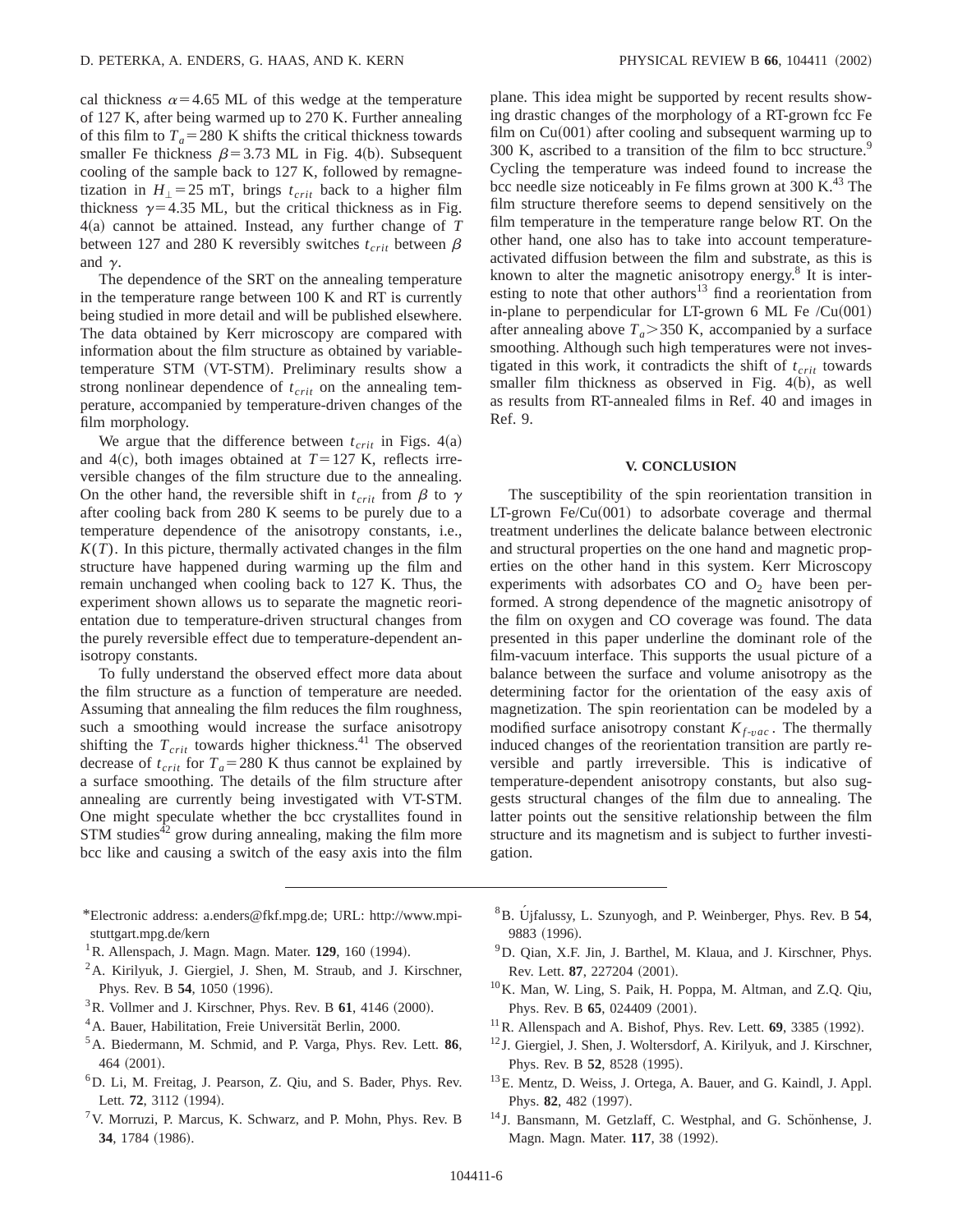cal thickness $\alpha = 4.65$ ML of this wedge at the temperature of 127 K, after being warmed up to 270 K. Further annealing of this film to $T_a = 280$ K shifts the critical thickness towards smaller Fe thickness $\beta = 3.73$ ML in Fig. 4(b). Subsequent cooling of the sample back to 127 K, followed by remagnetization in $H_\perp = 25$ mT, brings $t_{crit}$ back to a higher film thickness $\gamma = 4.35$ ML, but the critical thickness as in Fig. 4(a) cannot be attained. Instead, any further change of $T$ between 127 and 280 K reversibly switches $t_{crit}$ between $\beta$ and $\gamma$.

The dependence of the SRT on the annealing temperature in the temperature range between 100 K and RT is currently being studied in more detail and will be published elsewhere. The data obtained by Kerr microscopy are compared with information about the film structure as obtained by variable-temperature STM (VT-STM). Preliminary results show a strong nonlinear dependence of $t_{crit}$ on the annealing temperature, accompanied by temperature-driven changes of the film morphology.

We argue that the difference between $t_{crit}$ in Figs. 4(a) and 4(c), both images obtained at $T = 127$ K, reflects irreversible changes of the film structure due to the annealing. On the other hand, the reversible shift in $t_{crit}$ from $\beta$ to $\gamma$ after cooling back from 280 K seems to be purely due to a temperature dependence of the anisotropy constants, i.e., $K(T)$. In this picture, thermally activated changes in the film structure have happened during warming up the film and remain unchanged when cooling back to 127 K. Thus, the experiment shown allows us to separate the magnetic reorientation due to temperature-driven structural changes from the purely reversible effect due to temperature-dependent anisotropy constants.

To fully understand the observed effect more data about the film structure as a function of temperature are needed. Assuming that annealing the film reduces the film roughness, such a smoothing would increase the surface anisotropy shifting the $T_{crit}$ towards higher thickness.[41] The observed decrease of $t_{crit}$ for $T_a = 280$ K thus cannot be explained by a surface smoothing. The details of the film structure after annealing are currently being investigated with VT-STM. One might speculate whether the bcc crystallites found in STM studies[42] grow during annealing, making the film more bcc like and causing a switch of the easy axis into the film plane. This idea might be supported by recent results showing drastic changes of the morphology of a RT-grown fcc Fe film on Cu(001) after cooling and subsequent warming up to 300 K, ascribed to a transition of the film to bcc structure.[9] Cycling the temperature was indeed found to increase the bcc needle size noticeably in Fe films grown at 300 K.[43] The film structure therefore seems to depend sensitively on the film temperature in the temperature range below RT. On the other hand, one also has to take into account temperature-activated diffusion between the film and substrate, as this is known to alter the magnetic anisotropy energy.[8] It is interesting to note that other authors[13] find a reorientation from in-plane to perpendicular for LT-grown 6 ML Fe /Cu(001) after annealing above $T_a > 350$ K, accompanied by a surface smoothing. Although such high temperatures were not investigated in this work, it contradicts the shift of $t_{crit}$ towards smaller film thickness as observed in Fig. 4(b), as well as results from RT-annealed films in Ref. 40 and images in Ref. 9.

## V. CONCLUSION

The susceptibility of the spin reorientation transition in LT-grown Fe/Cu(001) to adsorbate coverage and thermal treatment underlines the delicate balance between electronic and structural properties on the one hand and magnetic properties on the other hand in this system. Kerr Microscopy experiments with adsorbates CO and $O_2$ have been performed. A strong dependence of the magnetic anisotropy of the film on oxygen and CO coverage was found. The data presented in this paper underline the dominant role of the film-vacuum interface. This supports the usual picture of a balance between the surface and volume anisotropy as the determining factor for the orientation of the easy axis of magnetization. The spin reorientation can be modeled by a modified surface anisotropy constant $K_{f\text{-}vac}$. The thermally induced changes of the reorientation transition are partly reversible and partly irreversible. This is indicative of temperature-dependent anisotropy constants, but also suggests structural changes of the film due to annealing. The latter points out the sensitive relationship between the film structure and its magnetism and is subject to further investigation.

---

*Electronic address: a.enders@fkf.mpg.de; URL: http://www.mpi-stuttgart.mpg.de/kern

[1] R. Allenspach, J. Magn. Magn. Mater. **129**, 160 (1994).

[2] A. Kirilyuk, J. Giergiel, J. Shen, M. Straub, and J. Kirschner, Phys. Rev. B **54**, 1050 (1996).

[3] R. Vollmer and J. Kirschner, Phys. Rev. B **61**, 4146 (2000).

[4] A. Bauer, Habilitation, Freie Universität Berlin, 2000.

[5] A. Biedermann, M. Schmid, and P. Varga, Phys. Rev. Lett. **86**, 464 (2001).

[6] D. Li, M. Freitag, J. Pearson, Z. Qiu, and S. Bader, Phys. Rev. Lett. **72**, 3112 (1994).

[7] V. Morruzi, P. Marcus, K. Schwarz, and P. Mohn, Phys. Rev. B **34**, 1784 (1986).

[8] B. Újfalussy, L. Szunyogh, and P. Weinberger, Phys. Rev. B **54**, 9883 (1996).

[9] D. Qian, X.F. Jin, J. Barthel, M. Klaua, and J. Kirschner, Phys. Rev. Lett. **87**, 227204 (2001).

[10] K. Man, W. Ling, S. Paik, H. Poppa, M. Altman, and Z.Q. Qiu, Phys. Rev. B **65**, 024409 (2001).

[11] R. Allenspach and A. Bishof, Phys. Rev. Lett. **69**, 3385 (1992).

[12] J. Giergiel, J. Shen, J. Woltersdorf, A. Kirilyuk, and J. Kirschner, Phys. Rev. B **52**, 8528 (1995).

[13] E. Mentz, D. Weiss, J. Ortega, A. Bauer, and G. Kaindl, J. Appl. Phys. **82**, 482 (1997).

[14] J. Bansmann, M. Getzlaff, C. Westphal, and G. Schönhense, J. Magn. Magn. Mater. **117**, 38 (1992).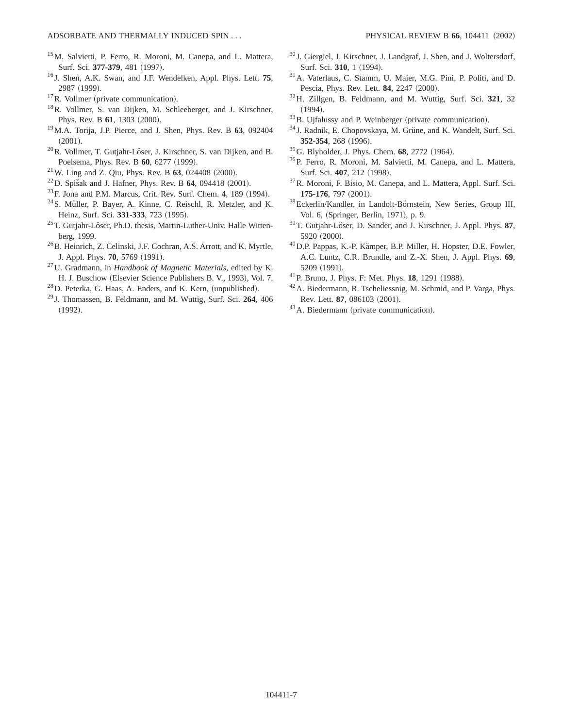[15] M. Salvietti, P. Ferro, R. Moroni, M. Canepa, and L. Mattera, Surf. Sci. **377-379**, 481 (1997).

[16] J. Shen, A.K. Swan, and J.F. Wendelken, Appl. Phys. Lett. **75**, 2987 (1999).

[17] R. Vollmer (private communication).

[18] R. Vollmer, S. van Dijken, M. Schleeberger, and J. Kirschner, Phys. Rev. B **61**, 1303 (2000).

[19] M.A. Torija, J.P. Pierce, and J. Shen, Phys. Rev. B **63**, 092404 (2001).

[20] R. Vollmer, T. Gutjahr-Löser, J. Kirschner, S. van Dijken, and B. Poelsema, Phys. Rev. B **60**, 6277 (1999).

[21] W. Ling and Z. Qiu, Phys. Rev. B **63**, 024408 (2000).

[22] D. Spišak and J. Hafner, Phys. Rev. B **64**, 094418 (2001).

[23] F. Jona and P.M. Marcus, Crit. Rev. Surf. Chem. **4**, 189 (1994).

[24] S. Müller, P. Bayer, A. Kinne, C. Reischl, R. Metzler, and K. Heinz, Surf. Sci. **331-333**, 723 (1995).

[25] T. Gutjahr-Löser, Ph.D. thesis, Martin-Luther-Univ. Halle Wittenberg, 1999.

[26] B. Heinrich, Z. Celinski, J.F. Cochran, A.S. Arrott, and K. Myrtle, J. Appl. Phys. **70**, 5769 (1991).

[27] U. Gradmann, in *Handbook of Magnetic Materials*, edited by K. H. J. Buschow (Elsevier Science Publishers B. V., 1993), Vol. 7.

[28] D. Peterka, G. Haas, A. Enders, and K. Kern, (unpublished).

[29] J. Thomassen, B. Feldmann, and M. Wuttig, Surf. Sci. **264**, 406 (1992).

[30] J. Giergiel, J. Kirschner, J. Landgraf, J. Shen, and J. Woltersdorf, Surf. Sci. **310**, 1 (1994).

[31] A. Vaterlaus, C. Stamm, U. Maier, M.G. Pini, P. Politi, and D. Pescia, Phys. Rev. Lett. **84**, 2247 (2000).

[32] H. Zillgen, B. Feldmann, and M. Wuttig, Surf. Sci. **321**, 32 (1994).

[33] B. Ujfalussy and P. Weinberger (private communication).

[34] J. Radnik, E. Chopovskaya, M. Grüne, and K. Wandelt, Surf. Sci. **352-354**, 268 (1996).

[35] G. Blyholder, J. Phys. Chem. **68**, 2772 (1964).

[36] P. Ferro, R. Moroni, M. Salvietti, M. Canepa, and L. Mattera, Surf. Sci. **407**, 212 (1998).

[37] R. Moroni, F. Bisio, M. Canepa, and L. Mattera, Appl. Surf. Sci. **175-176**, 797 (2001).

[38] Eckerlin/Kandler, in Landolt-Börnstein, New Series, Group III, Vol. 6, (Springer, Berlin, 1971), p. 9.

[39] T. Gutjahr-Löser, D. Sander, and J. Kirschner, J. Appl. Phys. **87**, 5920 (2000).

[40] D.P. Pappas, K.-P. Kämper, B.P. Miller, H. Hopster, D.E. Fowler, A.C. Luntz, C.R. Brundle, and Z.-X. Shen, J. Appl. Phys. **69**, 5209 (1991).

[41] P. Bruno, J. Phys. F: Met. Phys. **18**, 1291 (1988).

[42] A. Biedermann, R. Tscheliessnig, M. Schmid, and P. Varga, Phys. Rev. Lett. **87**, 086103 (2001).

[43] A. Biedermann (private communication).